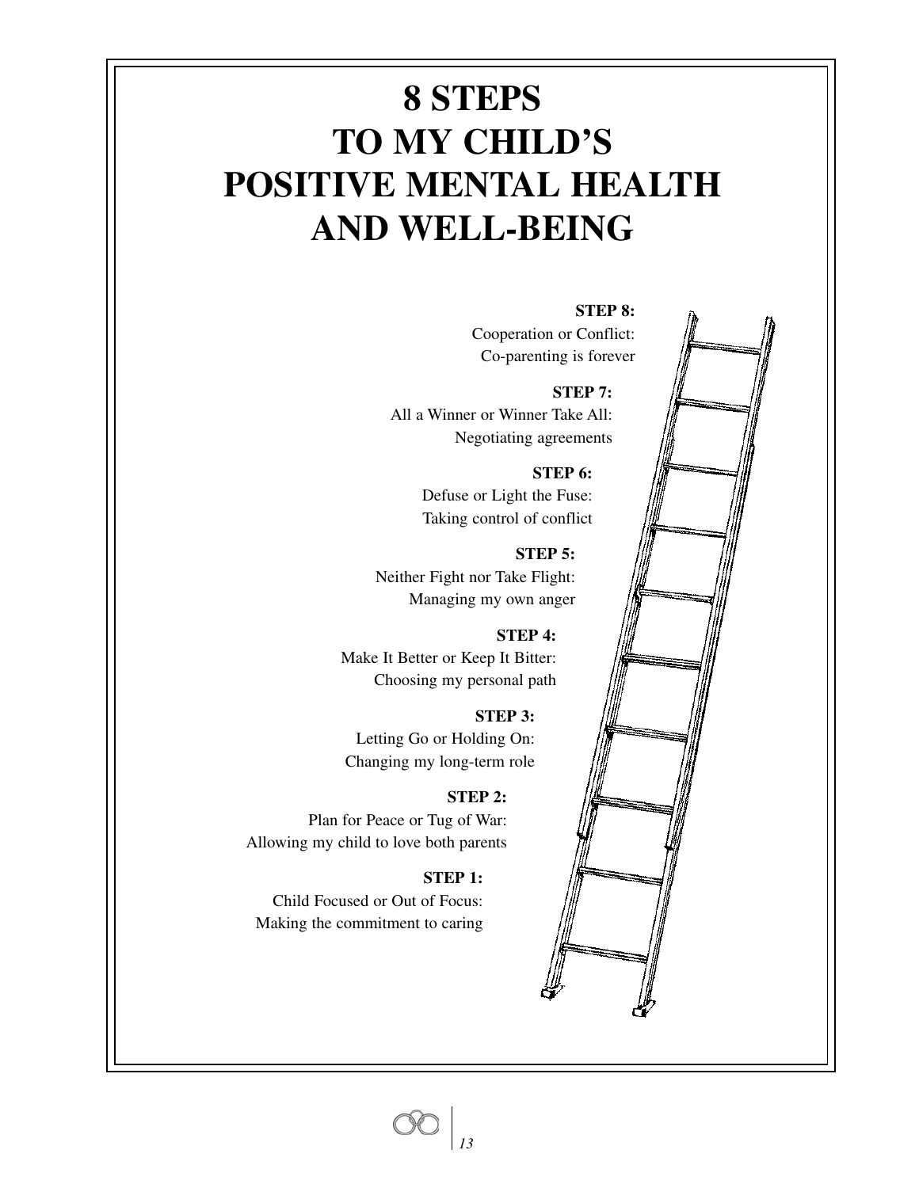# 8 STEPS TO MY CHILD'S POSITIVE MENTAL HEALTH AND WELL-BEING

**STEP 8:**
Cooperation or Conflict:
Co-parenting is forever

**STEP 7:**
All a Winner or Winner Take All:
Negotiating agreements

**STEP 6:**
Defuse or Light the Fuse:
Taking control of conflict

**STEP 5:**
Neither Fight nor Take Flight:
Managing my own anger

**STEP 4:**
Make It Better or Keep It Bitter:
Choosing my personal path

**STEP 3:**
Letting Go or Holding On:
Changing my long-term role

**STEP 2:**
Plan for Peace or Tug of War:
Allowing my child to love both parents

**STEP 1:**
Child Focused or Out of Focus:
Making the commitment to caring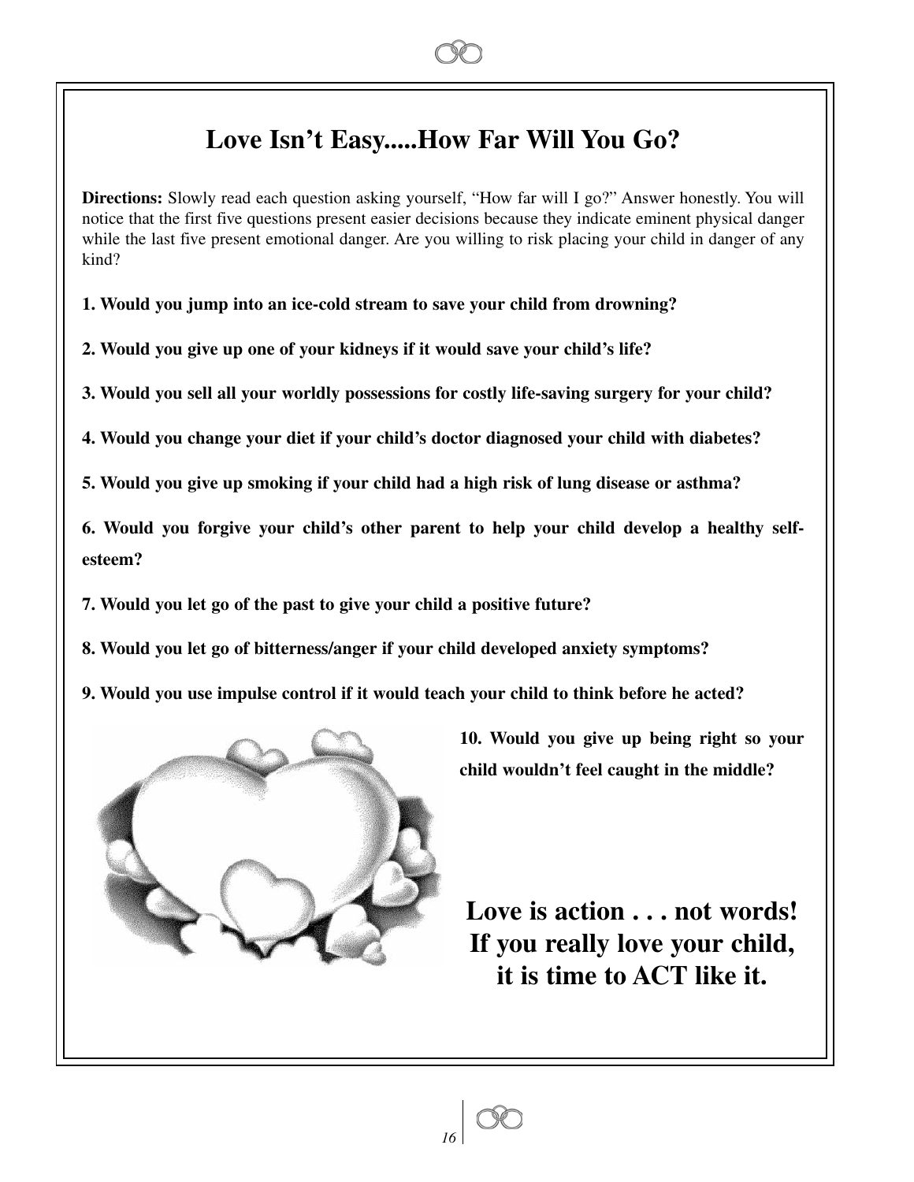## Love Isn't Easy.....How Far Will You Go?

**Directions:** Slowly read each question asking yourself, "How far will I go?" Answer honestly. You will notice that the first five questions present easier decisions because they indicate eminent physical danger while the last five present emotional danger. Are you willing to risk placing your child in danger of any kind?

**1. Would you jump into an ice-cold stream to save your child from drowning?**

**2. Would you give up one of your kidneys if it would save your child's life?**

**3. Would you sell all your worldly possessions for costly life-saving surgery for your child?**

**4. Would you change your diet if your child's doctor diagnosed your child with diabetes?**

**5. Would you give up smoking if your child had a high risk of lung disease or asthma?**

**6. Would you forgive your child's other parent to help your child develop a healthy self-esteem?**

**7. Would you let go of the past to give your child a positive future?**

**8. Would you let go of bitterness/anger if your child developed anxiety symptoms?**

**9. Would you use impulse control if it would teach your child to think before he acted?**

**10. Would you give up being right so your child wouldn't feel caught in the middle?**

**Love is action . . . not words!**
**If you really love your child,**
**it is time to ACT like it.**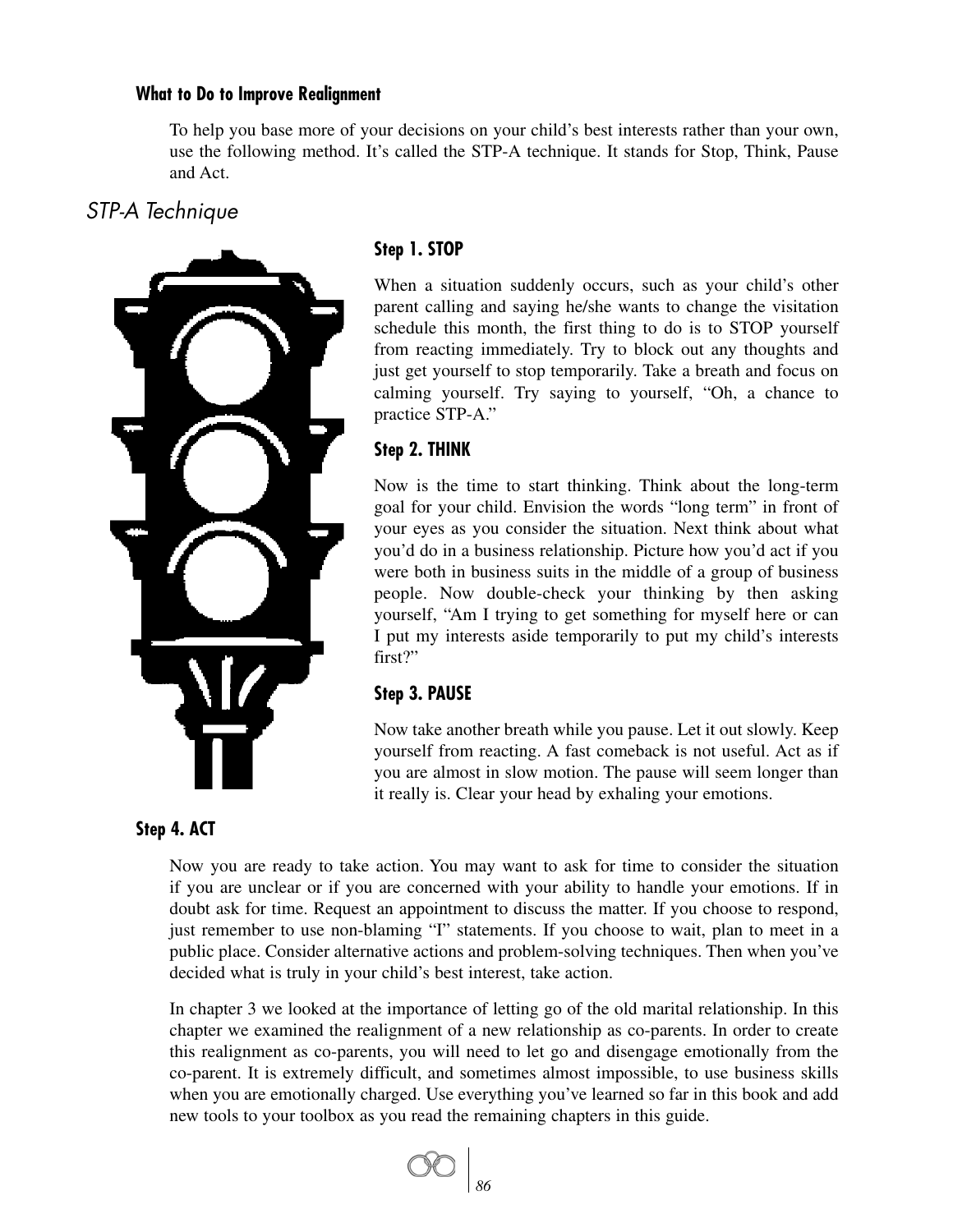### What to Do to Improve Realignment

To help you base more of your decisions on your child's best interests rather than your own, use the following method. It's called the STP-A technique. It stands for Stop, Think, Pause and Act.

## *STP-A Technique*

### Step 1. STOP

When a situation suddenly occurs, such as your child's other parent calling and saying he/she wants to change the visitation schedule this month, the first thing to do is to STOP yourself from reacting immediately. Try to block out any thoughts and just get yourself to stop temporarily. Take a breath and focus on calming yourself. Try saying to yourself, "Oh, a chance to practice STP-A."

### Step 2. THINK

Now is the time to start thinking. Think about the long-term goal for your child. Envision the words "long term" in front of your eyes as you consider the situation. Next think about what you'd do in a business relationship. Picture how you'd act if you were both in business suits in the middle of a group of business people. Now double-check your thinking by then asking yourself, "Am I trying to get something for myself here or can I put my interests aside temporarily to put my child's interests first?"

### Step 3. PAUSE

Now take another breath while you pause. Let it out slowly. Keep yourself from reacting. A fast comeback is not useful. Act as if you are almost in slow motion. The pause will seem longer than it really is. Clear your head by exhaling your emotions.

### Step 4. ACT

Now you are ready to take action. You may want to ask for time to consider the situation if you are unclear or if you are concerned with your ability to handle your emotions. If in doubt ask for time. Request an appointment to discuss the matter. If you choose to respond, just remember to use non-blaming "I" statements. If you choose to wait, plan to meet in a public place. Consider alternative actions and problem-solving techniques. Then when you've decided what is truly in your child's best interest, take action.

In chapter 3 we looked at the importance of letting go of the old marital relationship. In this chapter we examined the realignment of a new relationship as co-parents. In order to create this realignment as co-parents, you will need to let go and disengage emotionally from the co-parent. It is extremely difficult, and sometimes almost impossible, to use business skills when you are emotionally charged. Use everything you've learned so far in this book and add new tools to your toolbox as you read the remaining chapters in this guide.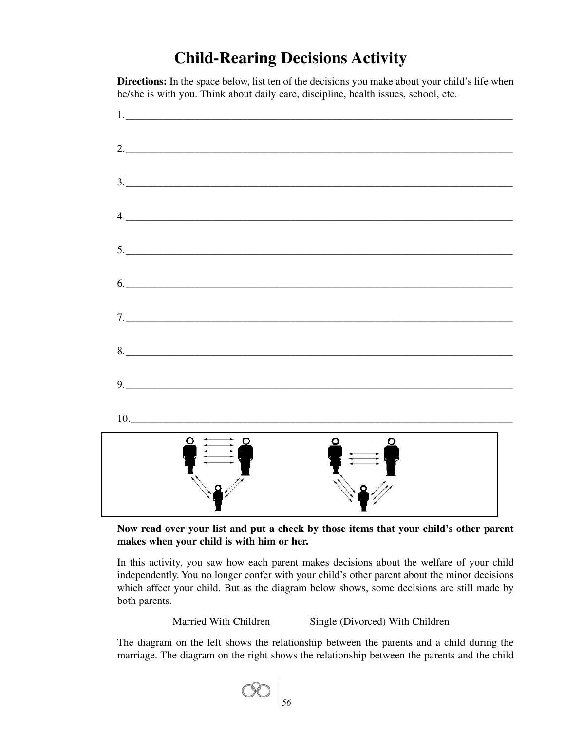# Child-Rearing Decisions Activity

**Directions:** In the space below, list ten of the decisions you make about your child's life when he/she is with you. Think about daily care, discipline, health issues, school, etc.

1.______________________________________________________________________________

2.______________________________________________________________________________

3.______________________________________________________________________________

4.______________________________________________________________________________

5.______________________________________________________________________________

6.______________________________________________________________________________

7.______________________________________________________________________________

8.______________________________________________________________________________

9.______________________________________________________________________________

10._____________________________________________________________________________

**Now read over your list and put a check by those items that your child's other parent makes when your child is with him or her.**

In this activity, you saw how each parent makes decisions about the welfare of your child independently. You no longer confer with your child's other parent about the minor decisions which affect your child. But as the diagram below shows, some decisions are still made by both parents.

Married With Children Single (Divorced) With Children

The diagram on the left shows the relationship between the parents and a child during the marriage. The diagram on the right shows the relationship between the parents and the child